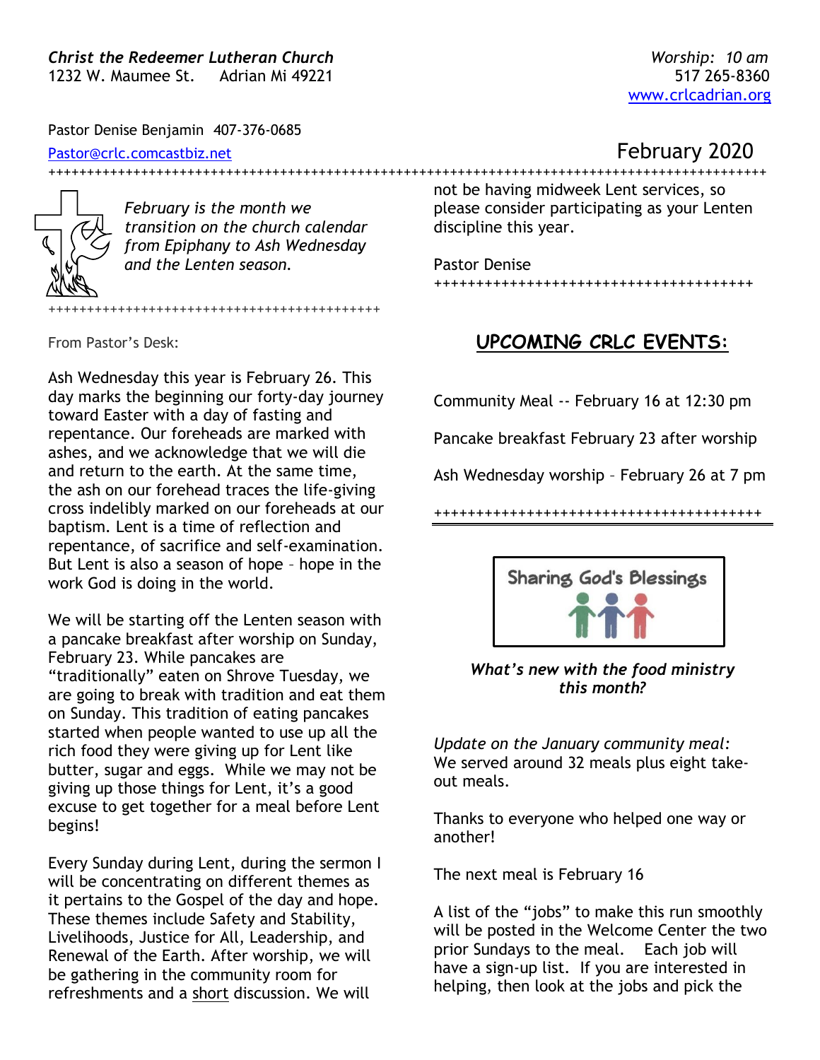*Christ the Redeemer Lutheran Church*
1232 W. Maumee St. Adrian Mi 49221

*Worship: 10 am*
517 265-8360
www.crlcadrian.org

Pastor Denise Benjamin 407-376-0685
Pastor@crlc.comcastbiz.net

February 2020

*February is the month we transition on the church calendar from Epiphany to Ash Wednesday and the Lenten season.*

From Pastor's Desk:

Ash Wednesday this year is February 26. This day marks the beginning our forty-day journey toward Easter with a day of fasting and repentance. Our foreheads are marked with ashes, and we acknowledge that we will die and return to the earth. At the same time, the ash on our forehead traces the life-giving cross indelibly marked on our foreheads at our baptism. Lent is a time of reflection and repentance, of sacrifice and self-examination. But Lent is also a season of hope – hope in the work God is doing in the world.

We will be starting off the Lenten season with a pancake breakfast after worship on Sunday, February 23. While pancakes are "traditionally" eaten on Shrove Tuesday, we are going to break with tradition and eat them on Sunday. This tradition of eating pancakes started when people wanted to use up all the rich food they were giving up for Lent like butter, sugar and eggs. While we may not be giving up those things for Lent, it's a good excuse to get together for a meal before Lent begins!

Every Sunday during Lent, during the sermon I will be concentrating on different themes as it pertains to the Gospel of the day and hope. These themes include Safety and Stability, Livelihoods, Justice for All, Leadership, and Renewal of the Earth. After worship, we will be gathering in the community room for refreshments and a short discussion. We will not be having midweek Lent services, so please consider participating as your Lenten discipline this year.

Pastor Denise

## UPCOMING CRLC EVENTS:

Community Meal -- February 16 at 12:30 pm

Pancake breakfast February 23 after worship

Ash Wednesday worship – February 26 at 7 pm

Sharing God's Blessings

***What's new with the food ministry this month?***

*Update on the January community meal:*
We served around 32 meals plus eight take-out meals.

Thanks to everyone who helped one way or another!

The next meal is February 16

A list of the "jobs" to make this run smoothly will be posted in the Welcome Center the two prior Sundays to the meal. Each job will have a sign-up list. If you are interested in helping, then look at the jobs and pick the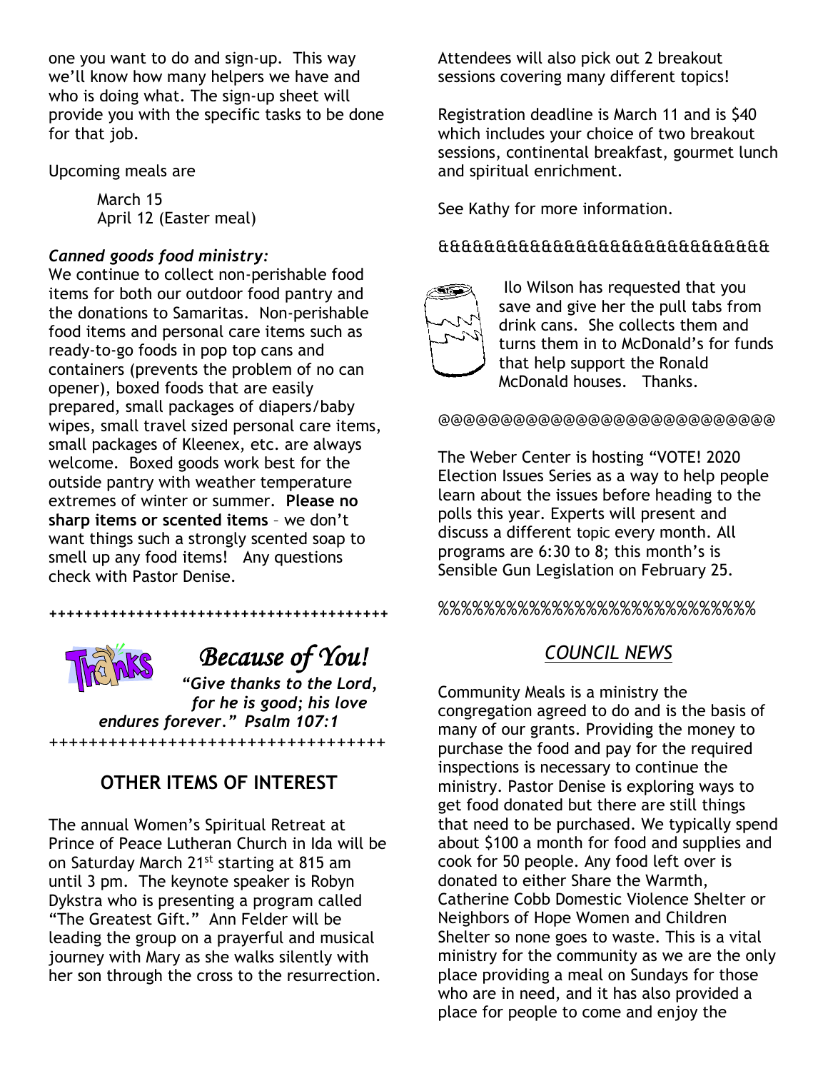one you want to do and sign-up. This way we'll know how many helpers we have and who is doing what. The sign-up sheet will provide you with the specific tasks to be done for that job.

Upcoming meals are

March 15
April 12 (Easter meal)

***Canned goods food ministry:***

We continue to collect non-perishable food items for both our outdoor food pantry and the donations to Samaritas. Non-perishable food items and personal care items such as ready-to-go foods in pop top cans and containers (prevents the problem of no can opener), boxed foods that are easily prepared, small packages of diapers/baby wipes, small travel sized personal care items, small packages of Kleenex, etc. are always welcome. Boxed goods work best for the outside pantry with weather temperature extremes of winter or summer. **Please no sharp items or scented items** – we don't want things such a strongly scented soap to smell up any food items! Any questions check with Pastor Denise.

+++++++++++++++++++++++++++++++++++++++

*Because of You!*

***"Give thanks to the Lord, for he is good; his love endures forever." Psalm 107:1***

++++++++++++++++++++++++++++++++++++

## OTHER ITEMS OF INTEREST

The annual Women's Spiritual Retreat at Prince of Peace Lutheran Church in Ida will be on Saturday March 21st starting at 815 am until 3 pm. The keynote speaker is Robyn Dykstra who is presenting a program called "The Greatest Gift." Ann Felder will be leading the group on a prayerful and musical journey with Mary as she walks silently with her son through the cross to the resurrection.

Attendees will also pick out 2 breakout sessions covering many different topics!

Registration deadline is March 11 and is $40 which includes your choice of two breakout sessions, continental breakfast, gourmet lunch and spiritual enrichment.

See Kathy for more information.

&&&&&&&&&&&&&&&&&&&&&&&&&&&&&&&&

Ilo Wilson has requested that you save and give her the pull tabs from drink cans. She collects them and turns them in to McDonald's for funds that help support the Ronald McDonald houses. Thanks.

@@@@@@@@@@@@@@@@@@@@@@@@@@@

The Weber Center is hosting "VOTE! 2020 Election Issues Series as a way to help people learn about the issues before heading to the polls this year. Experts will present and discuss a different topic every month. All programs are 6:30 to 8; this month's is Sensible Gun Legislation on February 25.

%%%%%%%%%%%%%%%%%%%%%%%%%

## COUNCIL NEWS

Community Meals is a ministry the congregation agreed to do and is the basis of many of our grants. Providing the money to purchase the food and pay for the required inspections is necessary to continue the ministry. Pastor Denise is exploring ways to get food donated but there are still things that need to be purchased. We typically spend about $100 a month for food and supplies and cook for 50 people. Any food left over is donated to either Share the Warmth, Catherine Cobb Domestic Violence Shelter or Neighbors of Hope Women and Children Shelter so none goes to waste. This is a vital ministry for the community as we are the only place providing a meal on Sundays for those who are in need, and it has also provided a place for people to come and enjoy the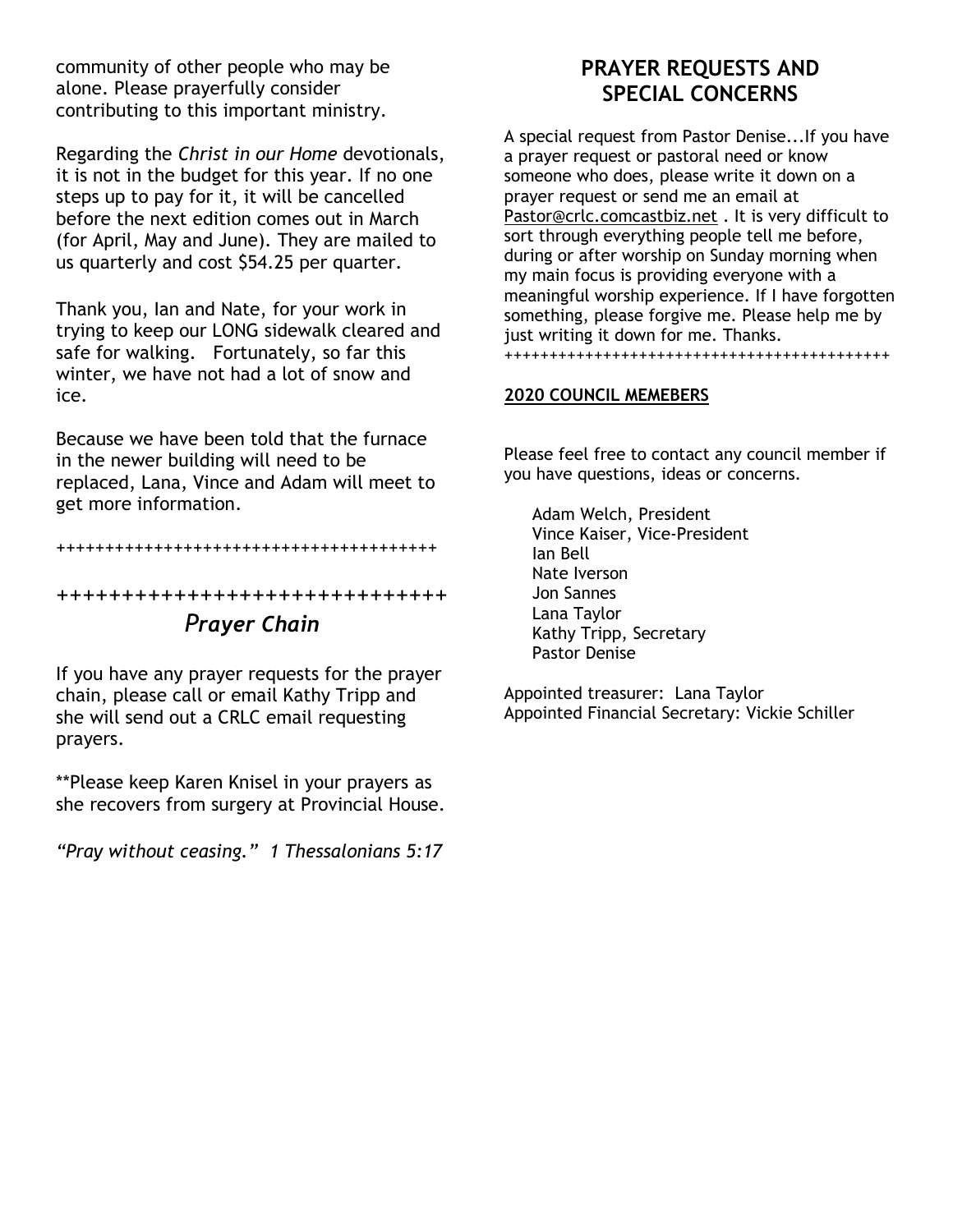community of other people who may be alone. Please prayerfully consider contributing to this important ministry.

Regarding the *Christ in our Home* devotionals, it is not in the budget for this year. If no one steps up to pay for it, it will be cancelled before the next edition comes out in March (for April, May and June). They are mailed to us quarterly and cost $54.25 per quarter.

Thank you, Ian and Nate, for your work in trying to keep our LONG sidewalk cleared and safe for walking. Fortunately, so far this winter, we have not had a lot of snow and ice.

Because we have been told that the furnace in the newer building will need to be replaced, Lana, Vince and Adam will meet to get more information.

++++++++++++++++++++++++++++++++++++++++

++++++++++++++++++++++++++++++

## *Prayer Chain*

If you have any prayer requests for the prayer chain, please call or email Kathy Tripp and she will send out a CRLC email requesting prayers.

**Please keep Karen Knisel in your prayers as she recovers from surgery at Provincial House.

*"Pray without ceasing." 1 Thessalonians 5:17*

## PRAYER REQUESTS AND SPECIAL CONCERNS

A special request from Pastor Denise...If you have a prayer request or pastoral need or know someone who does, please write it down on a prayer request or send me an email at Pastor@crlc.comcastbiz.net . It is very difficult to sort through everything people tell me before, during or after worship on Sunday morning when my main focus is providing everyone with a meaningful worship experience. If I have forgotten something, please forgive me. Please help me by just writing it down for me. Thanks.

++++++++++++++++++++++++++++++++++++++++++++

**2020 COUNCIL MEMEBERS**

Please feel free to contact any council member if you have questions, ideas or concerns.

Adam Welch, President
Vince Kaiser, Vice-President
Ian Bell
Nate Iverson
Jon Sannes
Lana Taylor
Kathy Tripp, Secretary
Pastor Denise

Appointed treasurer: Lana Taylor
Appointed Financial Secretary: Vickie Schiller